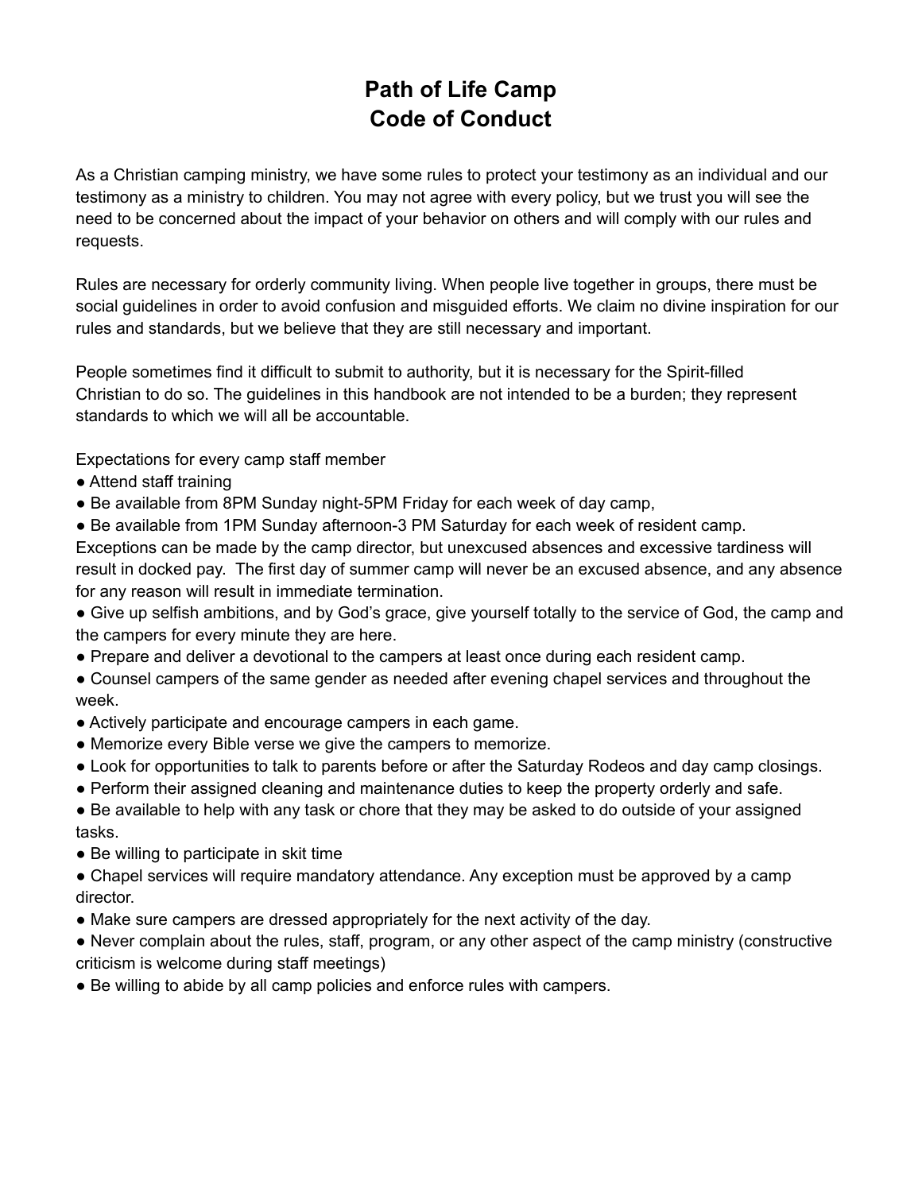# Path of Life Camp
# Code of Conduct

As a Christian camping ministry, we have some rules to protect your testimony as an individual and our testimony as a ministry to children. You may not agree with every policy, but we trust you will see the need to be concerned about the impact of your behavior on others and will comply with our rules and requests.

Rules are necessary for orderly community living. When people live together in groups, there must be social guidelines in order to avoid confusion and misguided efforts. We claim no divine inspiration for our rules and standards, but we believe that they are still necessary and important.

People sometimes find it difficult to submit to authority, but it is necessary for the Spirit-filled Christian to do so. The guidelines in this handbook are not intended to be a burden; they represent standards to which we will all be accountable.

Expectations for every camp staff member

- Attend staff training
- Be available from 8PM Sunday night-5PM Friday for each week of day camp,
- Be available from 1PM Sunday afternoon-3 PM Saturday for each week of resident camp.

Exceptions can be made by the camp director, but unexcused absences and excessive tardiness will result in docked pay. The first day of summer camp will never be an excused absence, and any absence for any reason will result in immediate termination.

- Give up selfish ambitions, and by God's grace, give yourself totally to the service of God, the camp and the campers for every minute they are here.
- Prepare and deliver a devotional to the campers at least once during each resident camp.
- Counsel campers of the same gender as needed after evening chapel services and throughout the week.
- Actively participate and encourage campers in each game.
- Memorize every Bible verse we give the campers to memorize.
- Look for opportunities to talk to parents before or after the Saturday Rodeos and day camp closings.
- Perform their assigned cleaning and maintenance duties to keep the property orderly and safe.
- Be available to help with any task or chore that they may be asked to do outside of your assigned tasks.
- Be willing to participate in skit time
- Chapel services will require mandatory attendance. Any exception must be approved by a camp director.
- Make sure campers are dressed appropriately for the next activity of the day.
- Never complain about the rules, staff, program, or any other aspect of the camp ministry (constructive criticism is welcome during staff meetings)
- Be willing to abide by all camp policies and enforce rules with campers.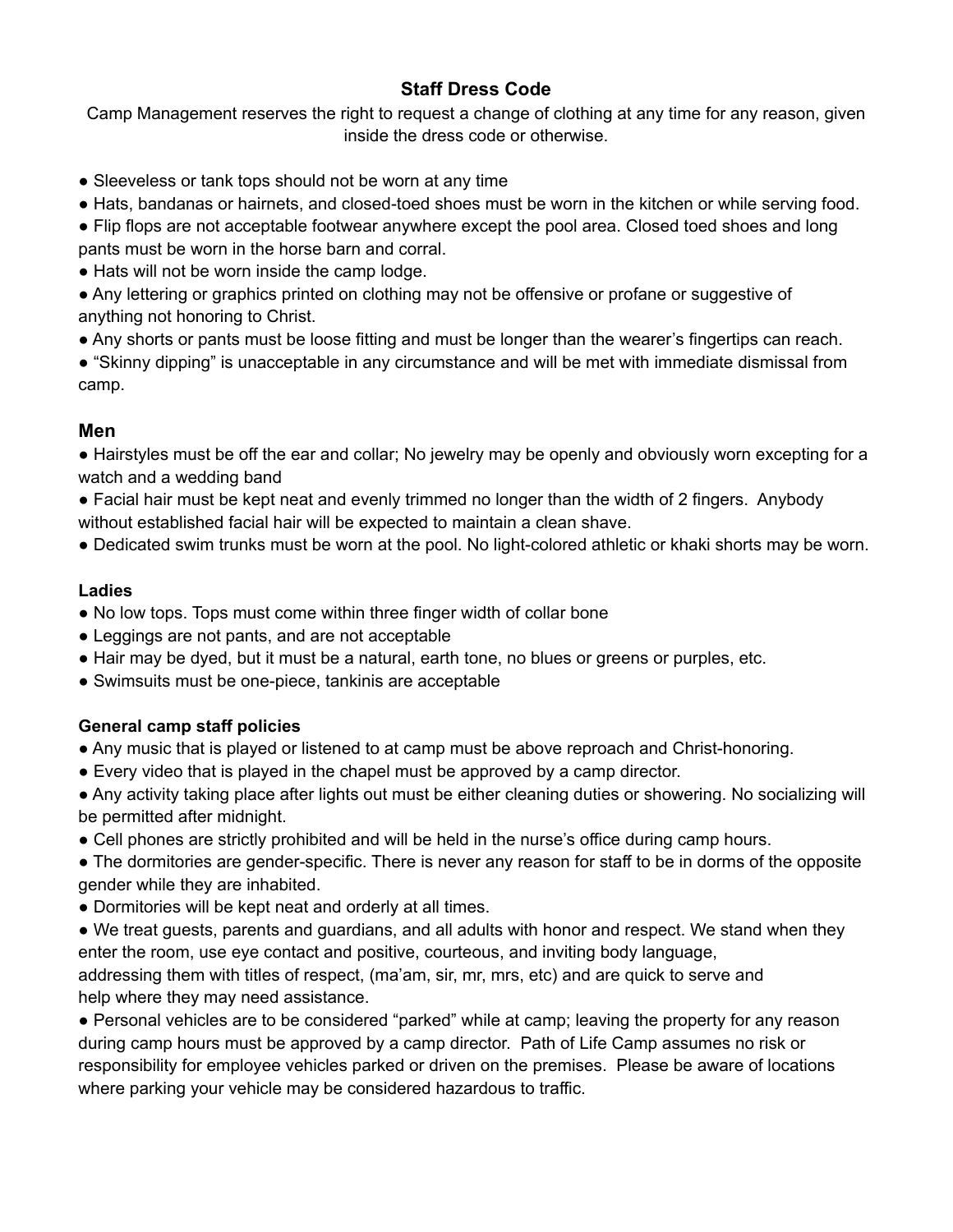## Staff Dress Code

Camp Management reserves the right to request a change of clothing at any time for any reason, given inside the dress code or otherwise.

- Sleeveless or tank tops should not be worn at any time
- Hats, bandanas or hairnets, and closed-toed shoes must be worn in the kitchen or while serving food.
- Flip flops are not acceptable footwear anywhere except the pool area. Closed toed shoes and long pants must be worn in the horse barn and corral.
- Hats will not be worn inside the camp lodge.
- Any lettering or graphics printed on clothing may not be offensive or profane or suggestive of anything not honoring to Christ.
- Any shorts or pants must be loose fitting and must be longer than the wearer's fingertips can reach.
- "Skinny dipping" is unacceptable in any circumstance and will be met with immediate dismissal from camp.

### Men

- Hairstyles must be off the ear and collar; No jewelry may be openly and obviously worn excepting for a watch and a wedding band
- Facial hair must be kept neat and evenly trimmed no longer than the width of 2 fingers. Anybody without established facial hair will be expected to maintain a clean shave.
- Dedicated swim trunks must be worn at the pool. No light-colored athletic or khaki shorts may be worn.

#### Ladies

- No low tops. Tops must come within three finger width of collar bone
- Leggings are not pants, and are not acceptable
- Hair may be dyed, but it must be a natural, earth tone, no blues or greens or purples, etc.
- Swimsuits must be one-piece, tankinis are acceptable

#### General camp staff policies

- Any music that is played or listened to at camp must be above reproach and Christ-honoring.
- Every video that is played in the chapel must be approved by a camp director.
- Any activity taking place after lights out must be either cleaning duties or showering. No socializing will be permitted after midnight.
- Cell phones are strictly prohibited and will be held in the nurse's office during camp hours.
- The dormitories are gender-specific. There is never any reason for staff to be in dorms of the opposite gender while they are inhabited.
- Dormitories will be kept neat and orderly at all times.
- We treat guests, parents and guardians, and all adults with honor and respect. We stand when they enter the room, use eye contact and positive, courteous, and inviting body language, addressing them with titles of respect, (ma'am, sir, mr, mrs, etc) and are quick to serve and help where they may need assistance.
- Personal vehicles are to be considered "parked" while at camp; leaving the property for any reason during camp hours must be approved by a camp director. Path of Life Camp assumes no risk or responsibility for employee vehicles parked or driven on the premises. Please be aware of locations where parking your vehicle may be considered hazardous to traffic.